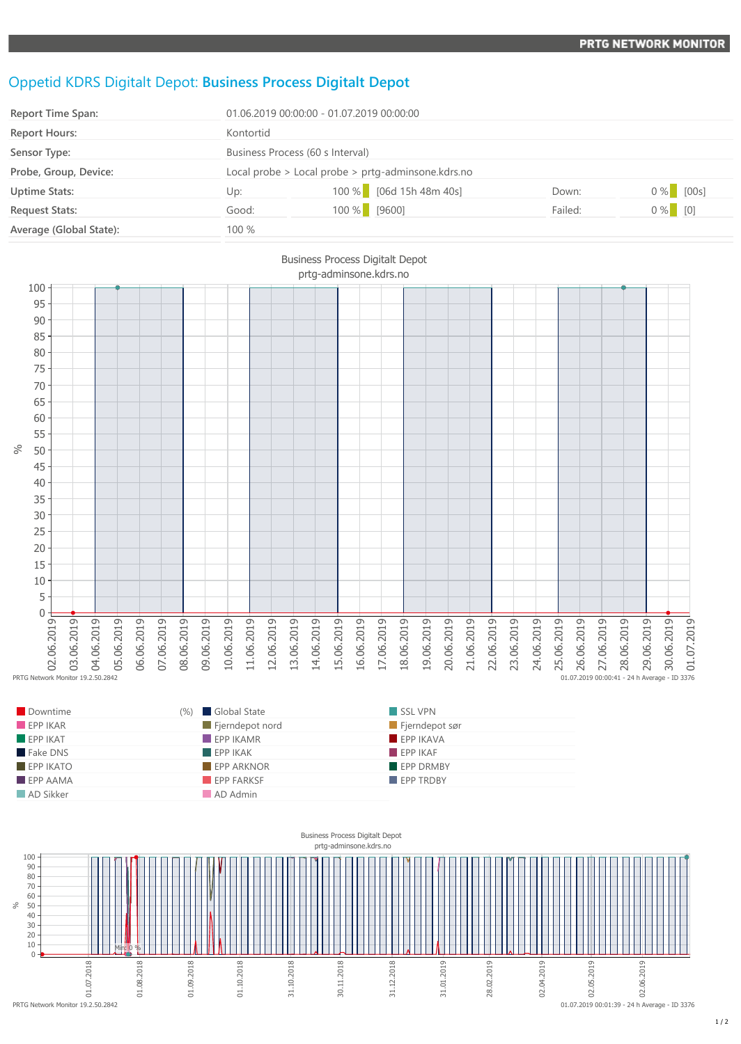# Oppetid KDRS Digitalt Depot: **Business Process Digitalt Depot**

| | | | | | |
|---|---|---|---|---|---|
| Report Time Span: | 01.06.2019 00:00:00 - 01.07.2019 00:00:00 | | | | |
| Report Hours: | Kontortid | | | | |
| Sensor Type: | Business Process (60 s Interval) | | | | |
| Probe, Group, Device: | Local probe > Local probe > prtg-adminsone.kdrs.no | | | | |
| Uptime Stats: | Up: | 100 % [06d 15h 48m 40s] | Down: | 0 % [00s] | |
| Request Stats: | Good: | 100 % [9600] | Failed: | 0 % [0] | |
| Average (Global State): | 100 % | | | | |

Business Process Digitalt Depot
prtg-adminsone.kdrs.no

PRTG Network Monitor 19.2.50.2842 — 01.07.2019 00:00:41 - 24 h Average - ID 3376

| | | |
|---|---|---|
| Downtime (%) | Global State | SSL VPN |
| EPP IKAR | Fjerndepot nord | Fjerndepot sør |
| EPP IKAT | EPP IKAMR | EPP IKAVA |
| Fake DNS | EPP IKAK | EPP IKAF |
| EPP IKATO | EPP ARKNOR | EPP DRMBY |
| EPP AAMA | EPP FARKSF | EPP TRDBY |
| AD Sikker | AD Admin | |

Business Process Digitalt Depot
prtg-adminsone.kdrs.no

PRTG Network Monitor 19.2.50.2842 — 01.07.2019 00:01:39 - 24 h Average - ID 3376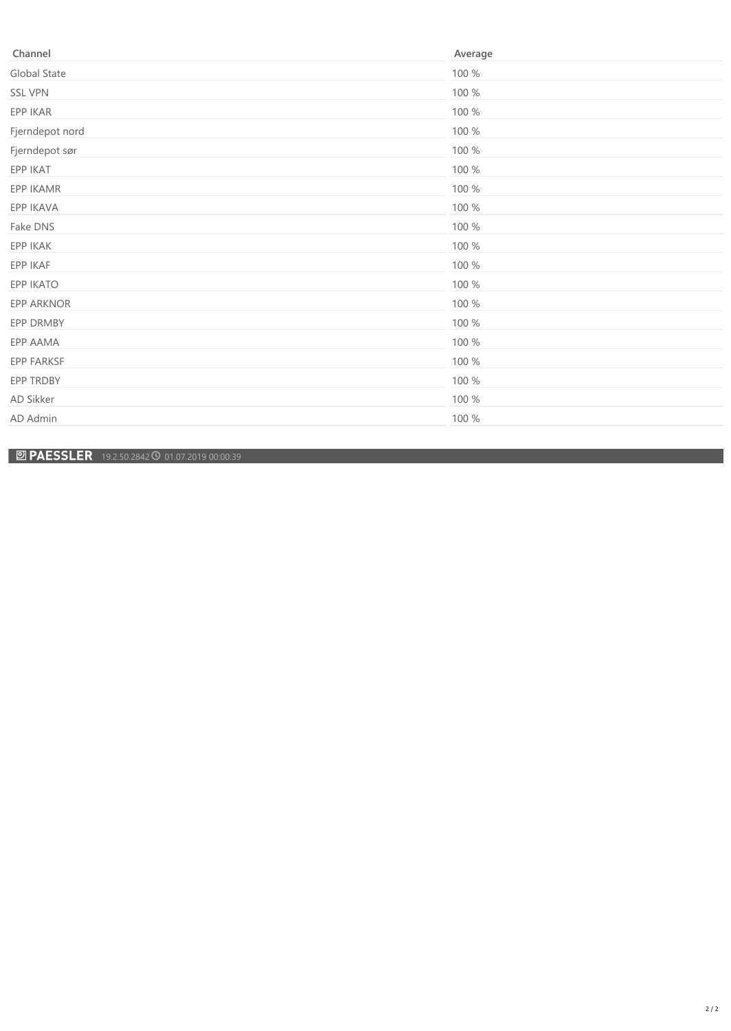| Channel | Average |
| --- | --- |
| Global State | 100 % |
| SSL VPN | 100 % |
| EPP IKAR | 100 % |
| Fjerndepot nord | 100 % |
| Fjerndepot sør | 100 % |
| EPP IKAT | 100 % |
| EPP IKAMR | 100 % |
| EPP IKAVA | 100 % |
| Fake DNS | 100 % |
| EPP IKAK | 100 % |
| EPP IKAF | 100 % |
| EPP IKATO | 100 % |
| EPP ARKNOR | 100 % |
| EPP DRMBY | 100 % |
| EPP AAMA | 100 % |
| EPP FARKSF | 100 % |
| EPP TRDBY | 100 % |
| AD Sikker | 100 % |
| AD Admin | 100 % |

PAESSLER 19.2.50.2842 01.07.2019 00:00:39